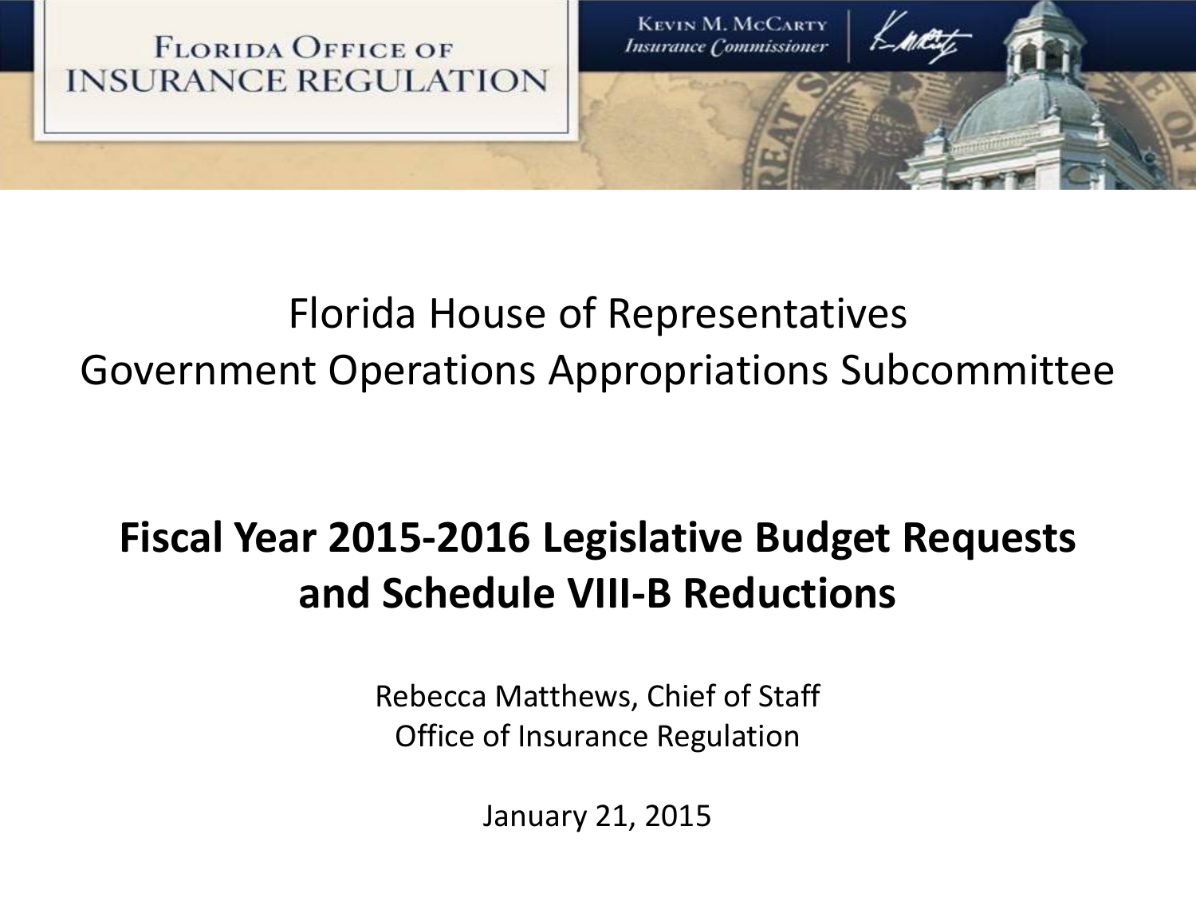FLORIDA OFFICE OF INSURANCE REGULATION

KEVIN M. MCCARTY
*Insurance Commissioner*

Florida House of Representatives
Government Operations Appropriations Subcommittee

# Fiscal Year 2015-2016 Legislative Budget Requests and Schedule VIII-B Reductions

Rebecca Matthews, Chief of Staff
Office of Insurance Regulation

January 21, 2015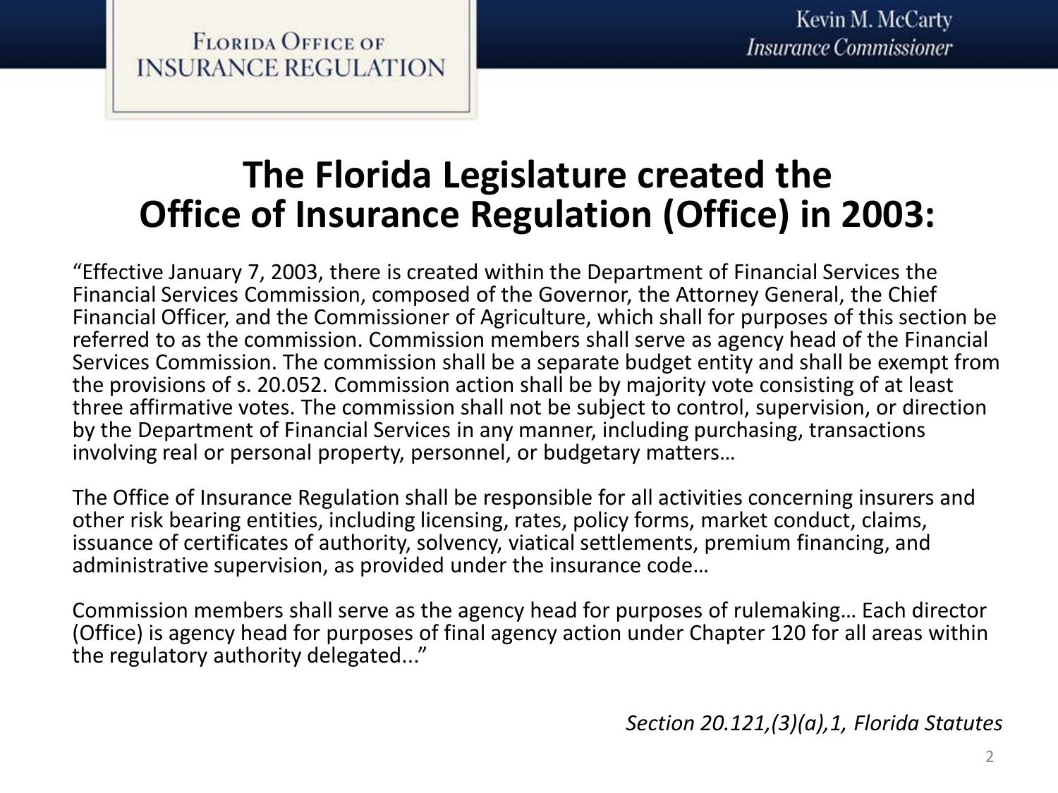# The Florida Legislature created the Office of Insurance Regulation (Office) in 2003:

"Effective January 7, 2003, there is created within the Department of Financial Services the Financial Services Commission, composed of the Governor, the Attorney General, the Chief Financial Officer, and the Commissioner of Agriculture, which shall for purposes of this section be referred to as the commission. Commission members shall serve as agency head of the Financial Services Commission. The commission shall be a separate budget entity and shall be exempt from the provisions of s. 20.052. Commission action shall be by majority vote consisting of at least three affirmative votes. The commission shall not be subject to control, supervision, or direction by the Department of Financial Services in any manner, including purchasing, transactions involving real or personal property, personnel, or budgetary matters…

The Office of Insurance Regulation shall be responsible for all activities concerning insurers and other risk bearing entities, including licensing, rates, policy forms, market conduct, claims, issuance of certificates of authority, solvency, viatical settlements, premium financing, and administrative supervision, as provided under the insurance code…

Commission members shall serve as the agency head for purposes of rulemaking… Each director (Office) is agency head for purposes of final agency action under Chapter 120 for all areas within the regulatory authority delegated..."

*Section 20.121,(3)(a),1, Florida Statutes*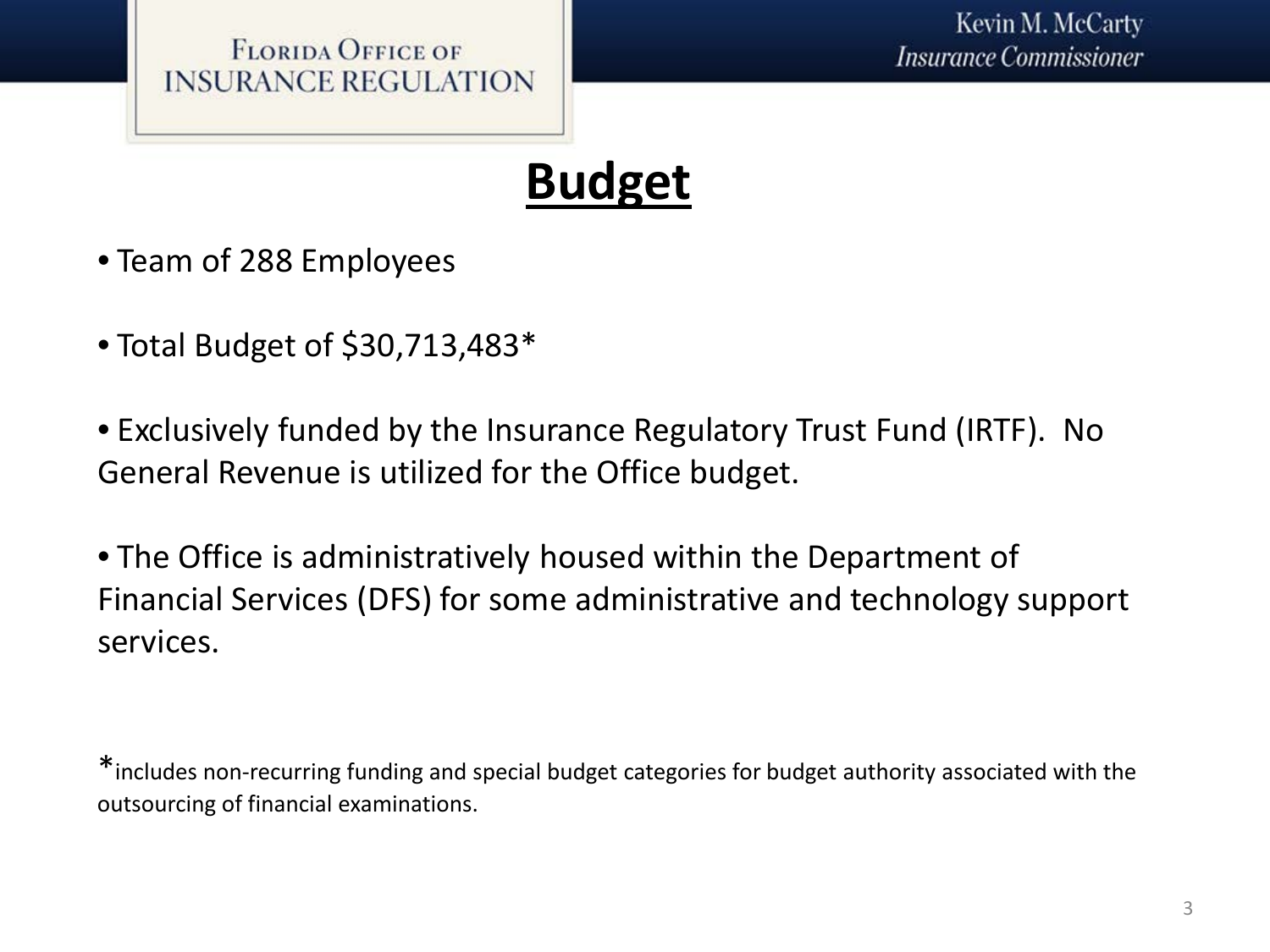# Budget

- Team of 288 Employees

- Total Budget of $30,713,483*

- Exclusively funded by the Insurance Regulatory Trust Fund (IRTF). No General Revenue is utilized for the Office budget.

- The Office is administratively housed within the Department of Financial Services (DFS) for some administrative and technology support services.

*includes non-recurring funding and special budget categories for budget authority associated with the outsourcing of financial examinations.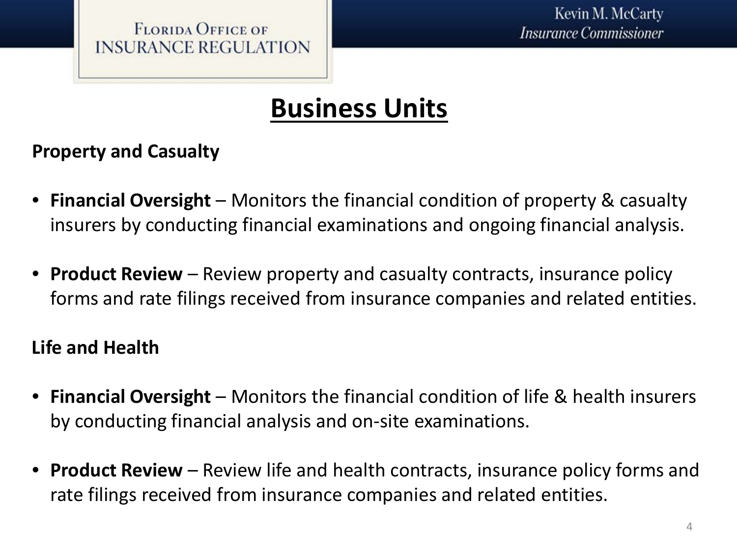# Business Units

### Property and Casualty

- **Financial Oversight** – Monitors the financial condition of property & casualty insurers by conducting financial examinations and ongoing financial analysis.
- **Product Review** – Review property and casualty contracts, insurance policy forms and rate filings received from insurance companies and related entities.

### Life and Health

- **Financial Oversight** – Monitors the financial condition of life & health insurers by conducting financial analysis and on-site examinations.
- **Product Review** – Review life and health contracts, insurance policy forms and rate filings received from insurance companies and related entities.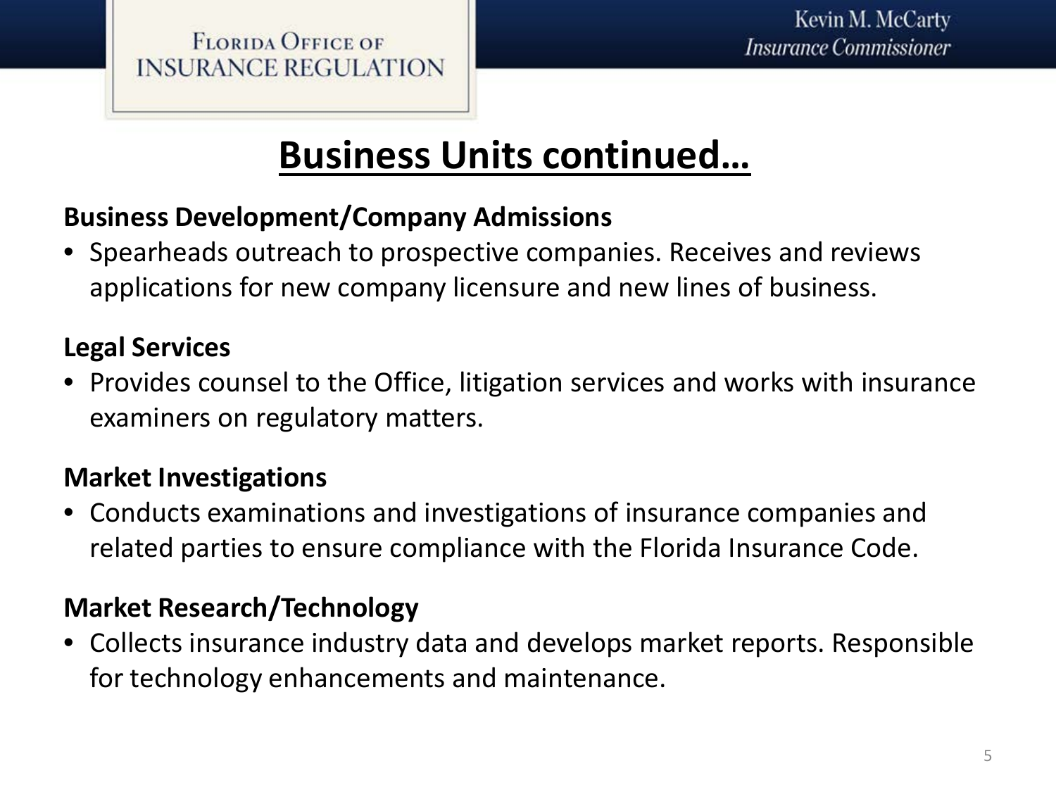# Business Units continued…

### Business Development/Company Admissions

- Spearheads outreach to prospective companies. Receives and reviews applications for new company licensure and new lines of business.

### Legal Services

- Provides counsel to the Office, litigation services and works with insurance examiners on regulatory matters.

### Market Investigations

- Conducts examinations and investigations of insurance companies and related parties to ensure compliance with the Florida Insurance Code.

### Market Research/Technology

- Collects insurance industry data and develops market reports. Responsible for technology enhancements and maintenance.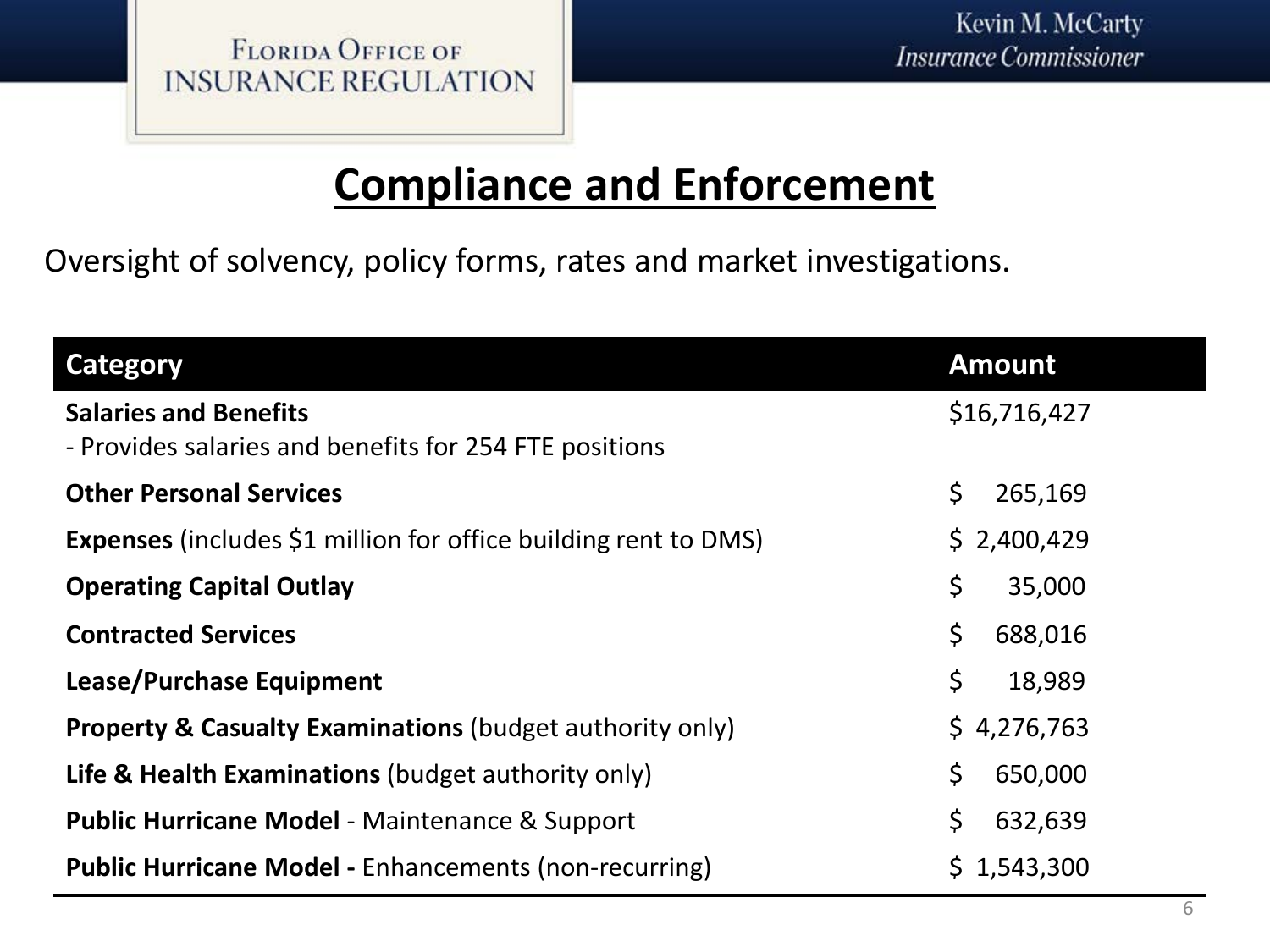# Compliance and Enforcement

Oversight of solvency, policy forms, rates and market investigations.

| Category | Amount |
|---|---|
| **Salaries and Benefits**<br>- Provides salaries and benefits for 254 FTE positions | $16,716,427 |
| **Other Personal Services** | $ 265,169 |
| **Expenses** (includes $1 million for office building rent to DMS) | $ 2,400,429 |
| **Operating Capital Outlay** | $ 35,000 |
| **Contracted Services** | $ 688,016 |
| **Lease/Purchase Equipment** | $ 18,989 |
| **Property & Casualty Examinations** (budget authority only) | $ 4,276,763 |
| **Life & Health Examinations** (budget authority only) | $ 650,000 |
| **Public Hurricane Model** - Maintenance & Support | $ 632,639 |
| **Public Hurricane Model -** Enhancements (non-recurring) | $ 1,543,300 |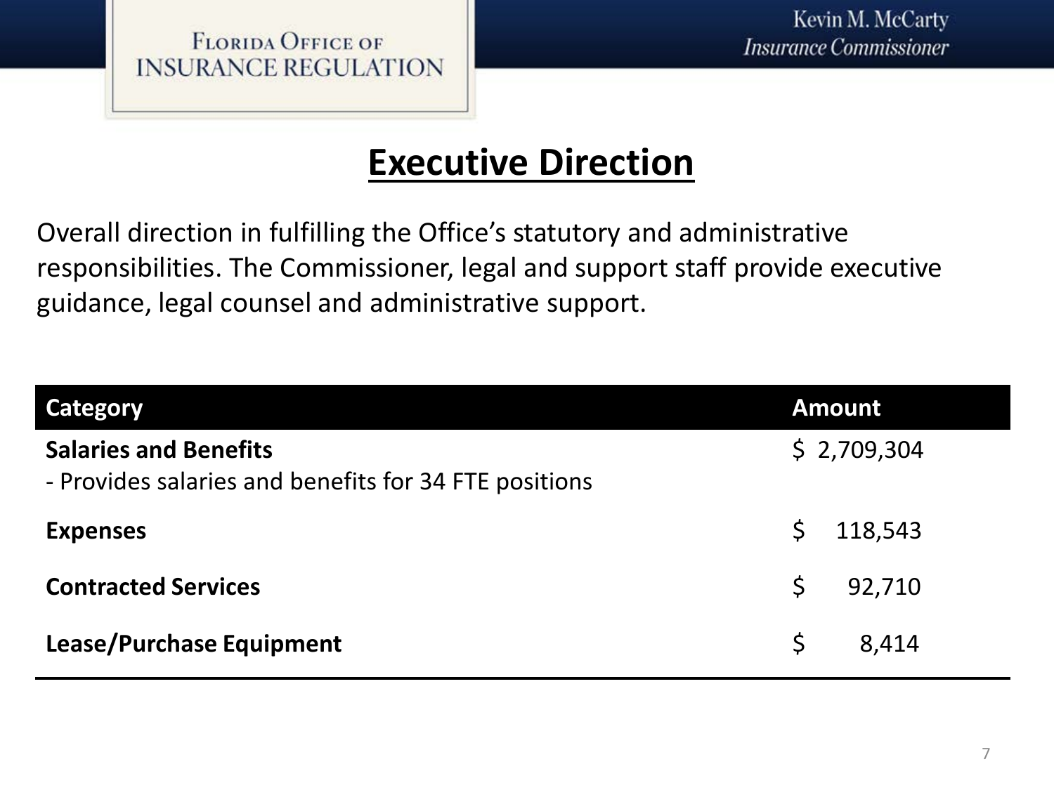# Executive Direction

Overall direction in fulfilling the Office's statutory and administrative responsibilities. The Commissioner, legal and support staff provide executive guidance, legal counsel and administrative support.

| Category | Amount |
|---|---|
| **Salaries and Benefits**<br>- Provides salaries and benefits for 34 FTE positions | $ 2,709,304 |
| **Expenses** | $ 118,543 |
| **Contracted Services** | $ 92,710 |
| **Lease/Purchase Equipment** | $ 8,414 |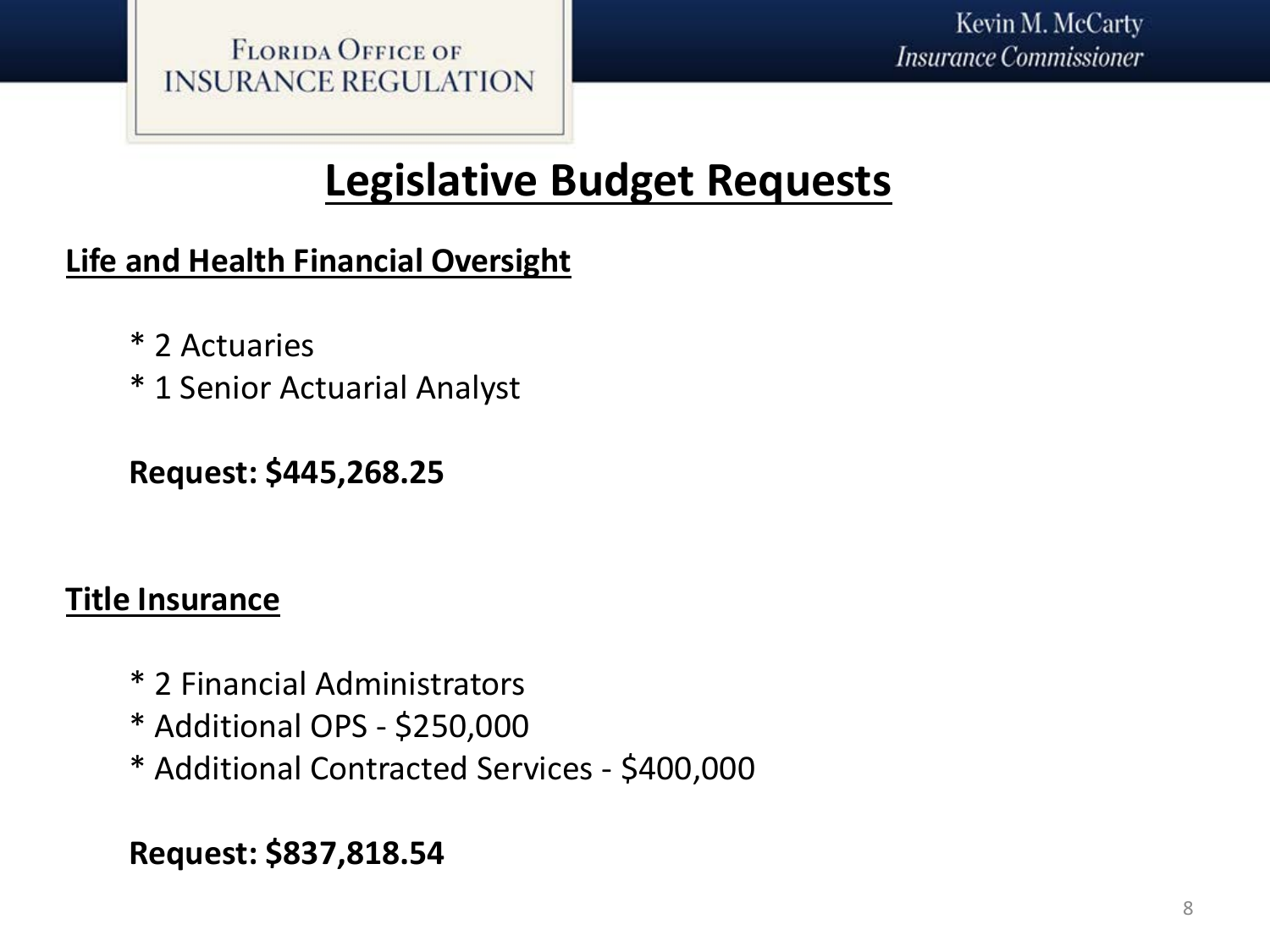# Legislative Budget Requests

## Life and Health Financial Oversight

* 2 Actuaries
* 1 Senior Actuarial Analyst

**Request: $445,268.25**

## Title Insurance

* 2 Financial Administrators
* Additional OPS - $250,000
* Additional Contracted Services - $400,000

**Request: $837,818.54**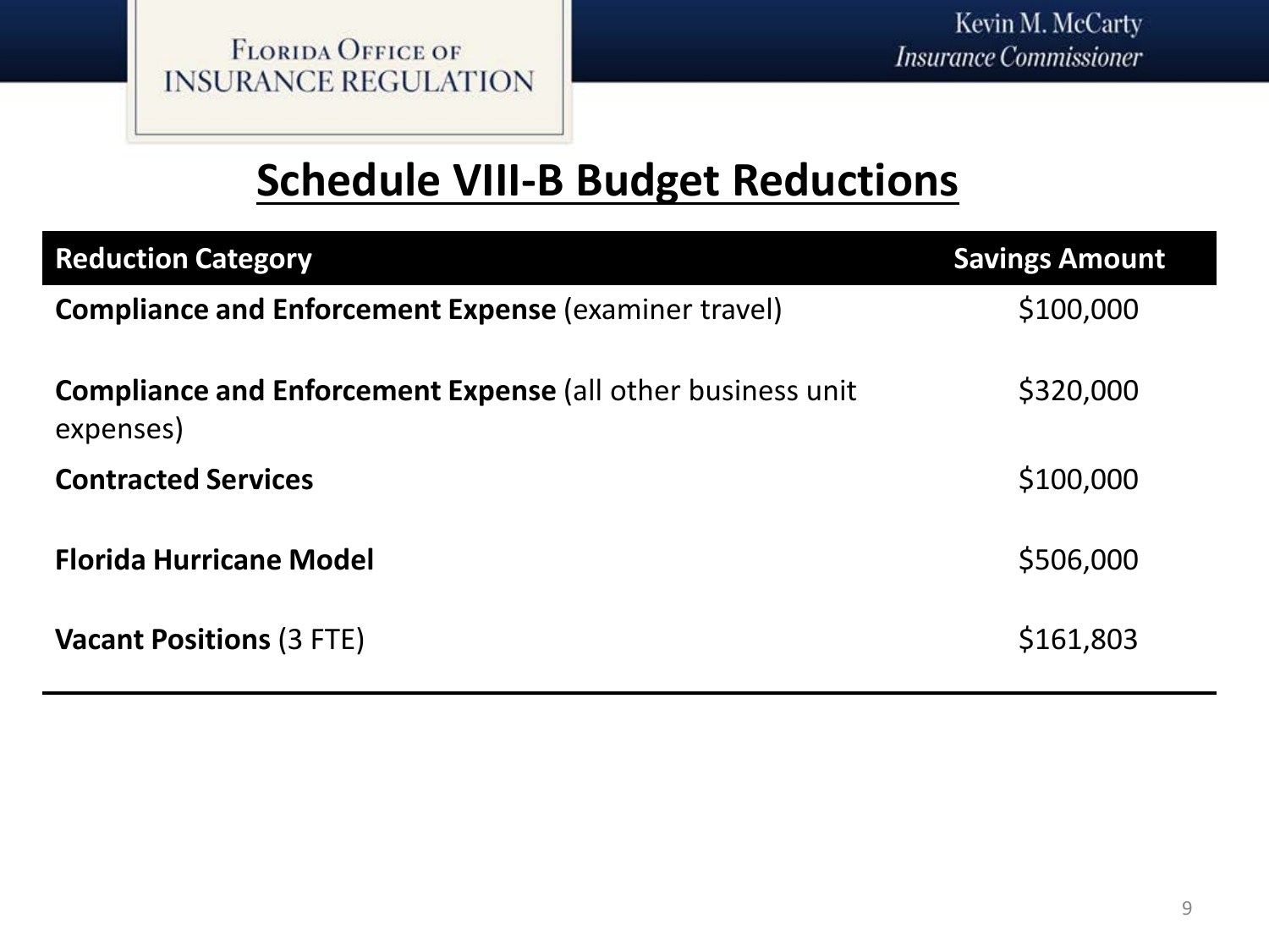# Schedule VIII-B Budget Reductions

| Reduction Category | Savings Amount |
|---|---|
| **Compliance and Enforcement Expense** (examiner travel) | \$100,000 |
| **Compliance and Enforcement Expense** (all other business unit expenses) | \$320,000 |
| **Contracted Services** | \$100,000 |
| **Florida Hurricane Model** | \$506,000 |
| **Vacant Positions** (3 FTE) | \$161,803 |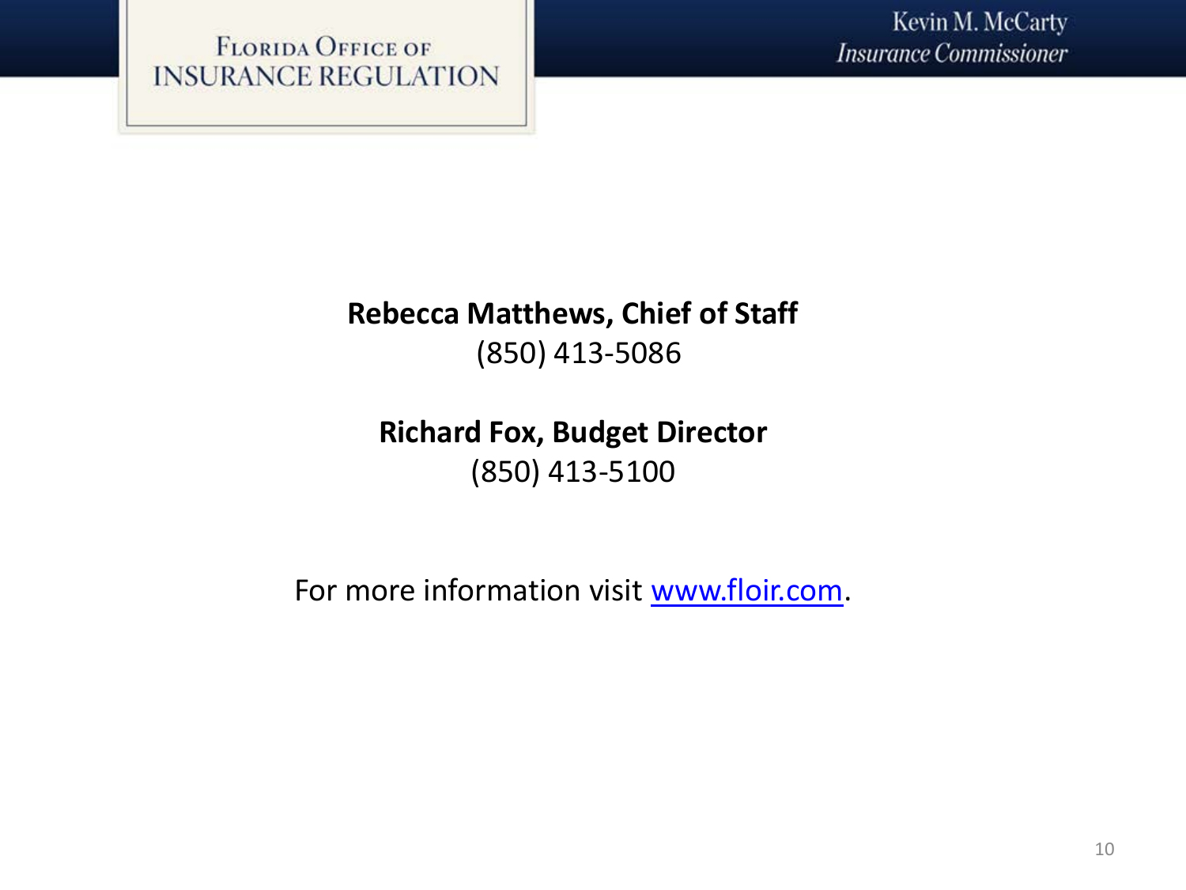**Rebecca Matthews, Chief of Staff**
(850) 413-5086

**Richard Fox, Budget Director**
(850) 413-5100

For more information visit www.floir.com.